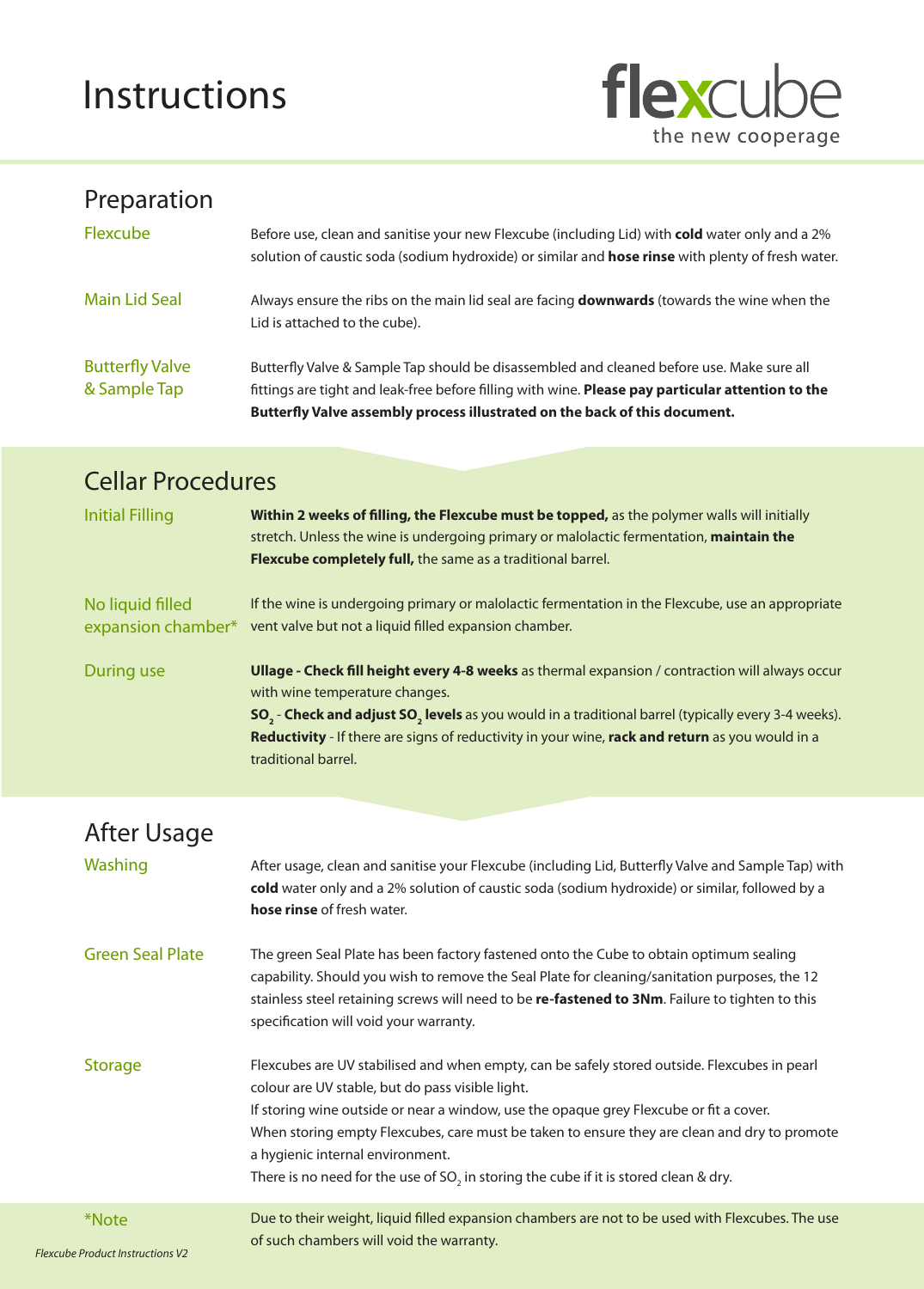# Instructions

**flexcube**
the new cooperage

## Preparation

**Flexcube**
Before use, clean and sanitise your new Flexcube (including Lid) with **cold** water only and a 2% solution of caustic soda (sodium hydroxide) or similar and **hose rinse** with plenty of fresh water.

**Main Lid Seal**
Always ensure the ribs on the main lid seal are facing **downwards** (towards the wine when the Lid is attached to the cube).

**Butterfly Valve & Sample Tap**
Butterfly Valve & Sample Tap should be disassembled and cleaned before use. Make sure all fittings are tight and leak-free before filling with wine. **Please pay particular attention to the Butterfly Valve assembly process illustrated on the back of this document.**

## Cellar Procedures

**Initial Filling**
**Within 2 weeks of filling, the Flexcube must be topped,** as the polymer walls will initially stretch. Unless the wine is undergoing primary or malolactic fermentation, **maintain the Flexcube completely full,** the same as a traditional barrel.

**No liquid filled expansion chamber***
If the wine is undergoing primary or malolactic fermentation in the Flexcube, use an appropriate vent valve but not a liquid filled expansion chamber.

**During use**
**Ullage - Check fill height every 4-8 weeks** as thermal expansion / contraction will always occur with wine temperature changes.
**$SO_2$ - Check and adjust $SO_2$ levels** as you would in a traditional barrel (typically every 3-4 weeks).
**Reductivity** - If there are signs of reductivity in your wine, **rack and return** as you would in a traditional barrel.

## After Usage

**Washing**
After usage, clean and sanitise your Flexcube (including Lid, Butterfly Valve and Sample Tap) with **cold** water only and a 2% solution of caustic soda (sodium hydroxide) or similar, followed by a **hose rinse** of fresh water.

**Green Seal Plate**
The green Seal Plate has been factory fastened onto the Cube to obtain optimum sealing capability. Should you wish to remove the Seal Plate for cleaning/sanitation purposes, the 12 stainless steel retaining screws will need to be **re-fastened to 3Nm**. Failure to tighten to this specification will void your warranty.

**Storage**
Flexcubes are UV stabilised and when empty, can be safely stored outside. Flexcubes in pearl colour are UV stable, but do pass visible light.
If storing wine outside or near a window, use the opaque grey Flexcube or fit a cover.
When storing empty Flexcubes, care must be taken to ensure they are clean and dry to promote a hygienic internal environment.
There is no need for the use of $SO_2$ in storing the cube if it is stored clean & dry.

**\*Note**
Due to their weight, liquid filled expansion chambers are not to be used with Flexcubes. The use of such chambers will void the warranty.

*Flexcube Product Instructions V2*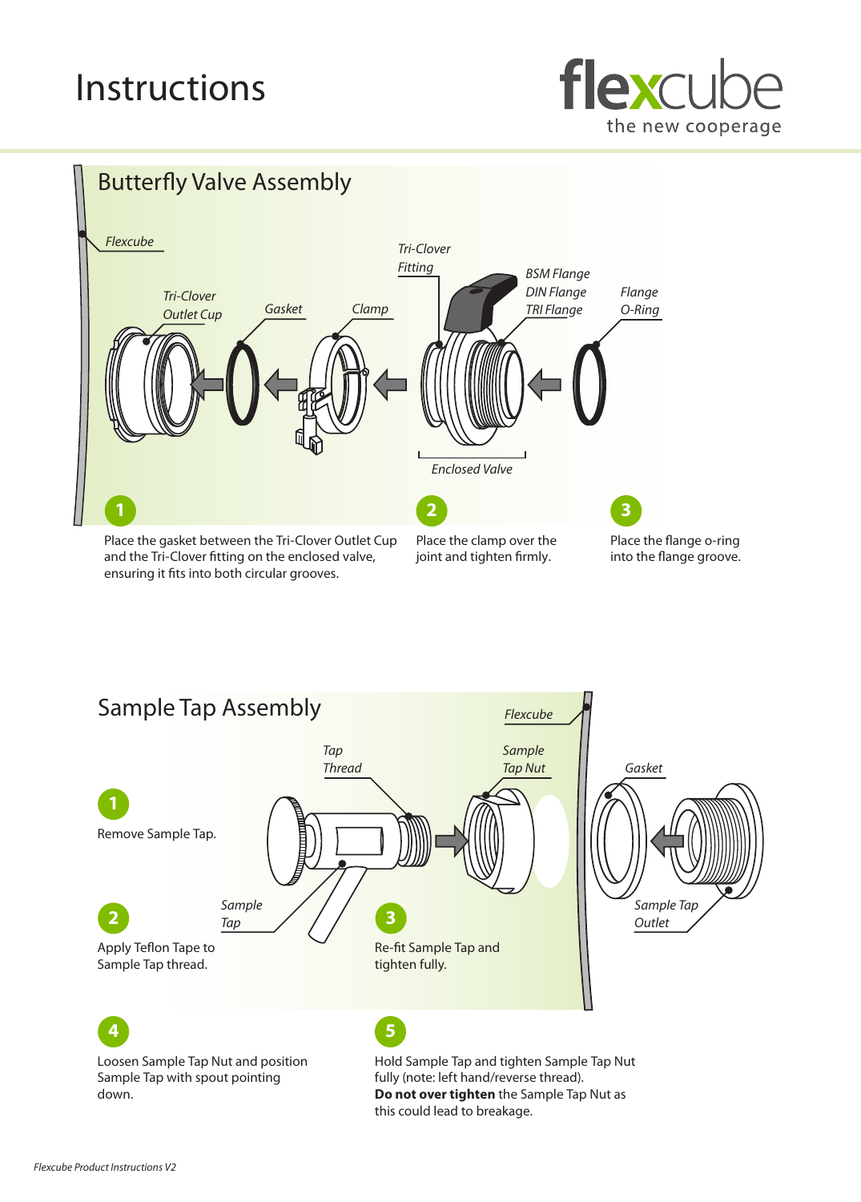# Instructions

flexcube
the new cooperage

## Butterfly Valve Assembly

*Flexcube*

*Tri-Clover Outlet Cup*

*Gasket*

*Clamp*

*Tri-Clover Fitting*

*BSM Flange*
*DIN Flange*
*TRI Flange*

*Flange O-Ring*

*Enclosed Valve*

**1** Place the gasket between the Tri-Clover Outlet Cup and the Tri-Clover fitting on the enclosed valve, ensuring it fits into both circular grooves.

**2** Place the clamp over the joint and tighten firmly.

**3** Place the flange o-ring into the flange groove.

## Sample Tap Assembly

*Flexcube*

*Tap Thread*

*Sample Tap Nut*

*Gasket*

*Sample Tap*

*Sample Tap Outlet*

**1** Remove Sample Tap.

**2** Apply Teflon Tape to Sample Tap thread.

**3** Re-fit Sample Tap and tighten fully.

**4** Loosen Sample Tap Nut and position Sample Tap with spout pointing down.

**5** Hold Sample Tap and tighten Sample Tap Nut fully (note: left hand/reverse thread). **Do not over tighten** the Sample Tap Nut as this could lead to breakage.

*Flexcube Product Instructions V2*